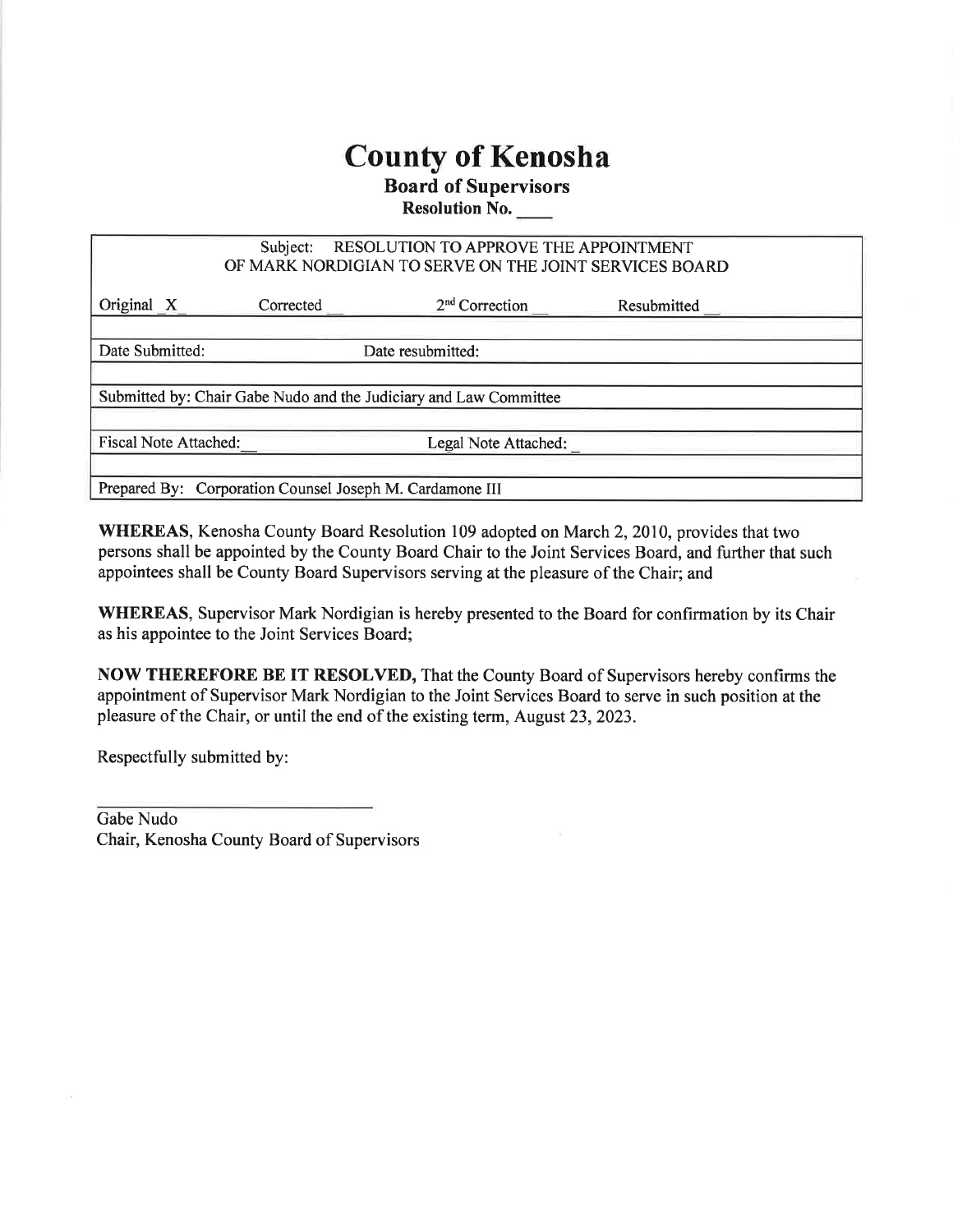# County of Kenosha

## Board of Supervisors

**Resolution No. \_\_\_\_**

| Subject: RESOLUTION TO APPROVE THE APPOINTMENT OF MARK NORDIGIAN TO SERVE ON THE JOINT SERVICES BOARD | | | |
|---|---|---|---|
| Original X | Corrected \_\_ | 2nd Correction \_\_ | Resubmitted \_\_ |
| Date Submitted: | | Date resubmitted: | |
| Submitted by: Chair Gabe Nudo and the Judiciary and Law Committee | | | |
| Fiscal Note Attached: \_\_ | | Legal Note Attached: \_ | |
| Prepared By: Corporation Counsel Joseph M. Cardamone III | | | |

**WHEREAS,** Kenosha County Board Resolution 109 adopted on March 2, 2010, provides that two persons shall be appointed by the County Board Chair to the Joint Services Board, and further that such appointees shall be County Board Supervisors serving at the pleasure of the Chair; and

**WHEREAS,** Supervisor Mark Nordigian is hereby presented to the Board for confirmation by its Chair as his appointee to the Joint Services Board;

**NOW THEREFORE BE IT RESOLVED,** That the County Board of Supervisors hereby confirms the appointment of Supervisor Mark Nordigian to the Joint Services Board to serve in such position at the pleasure of the Chair, or until the end of the existing term, August 23, 2023.

Respectfully submitted by:

\_\_\_\_\_\_\_\_\_\_\_\_\_\_\_\_\_\_\_\_\_\_\_\_\_\_\_\_

Gabe Nudo
Chair, Kenosha County Board of Supervisors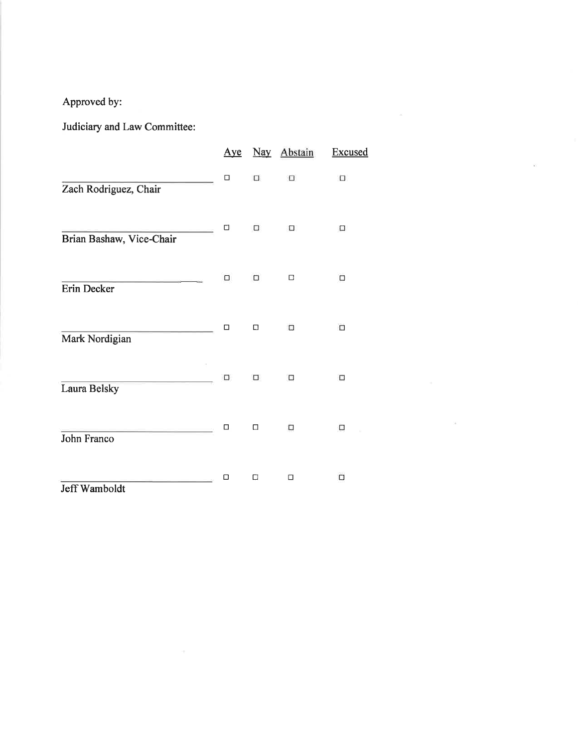Approved by:

Judiciary and Law Committee:

| | Aye | Nay | Abstain | Excused |
|---|---|---|---|---|
| Zach Rodriguez, Chair | ☐ | ☐ | ☐ | ☐ |
| Brian Bashaw, Vice-Chair | ☐ | ☐ | ☐ | ☐ |
| Erin Decker | ☐ | ☐ | ☐ | ☐ |
| Mark Nordigian | ☐ | ☐ | ☐ | ☐ |
| Laura Belsky | ☐ | ☐ | ☐ | ☐ |
| John Franco | ☐ | ☐ | ☐ | ☐ |
| Jeff Wamboldt | ☐ | ☐ | ☐ | ☐ |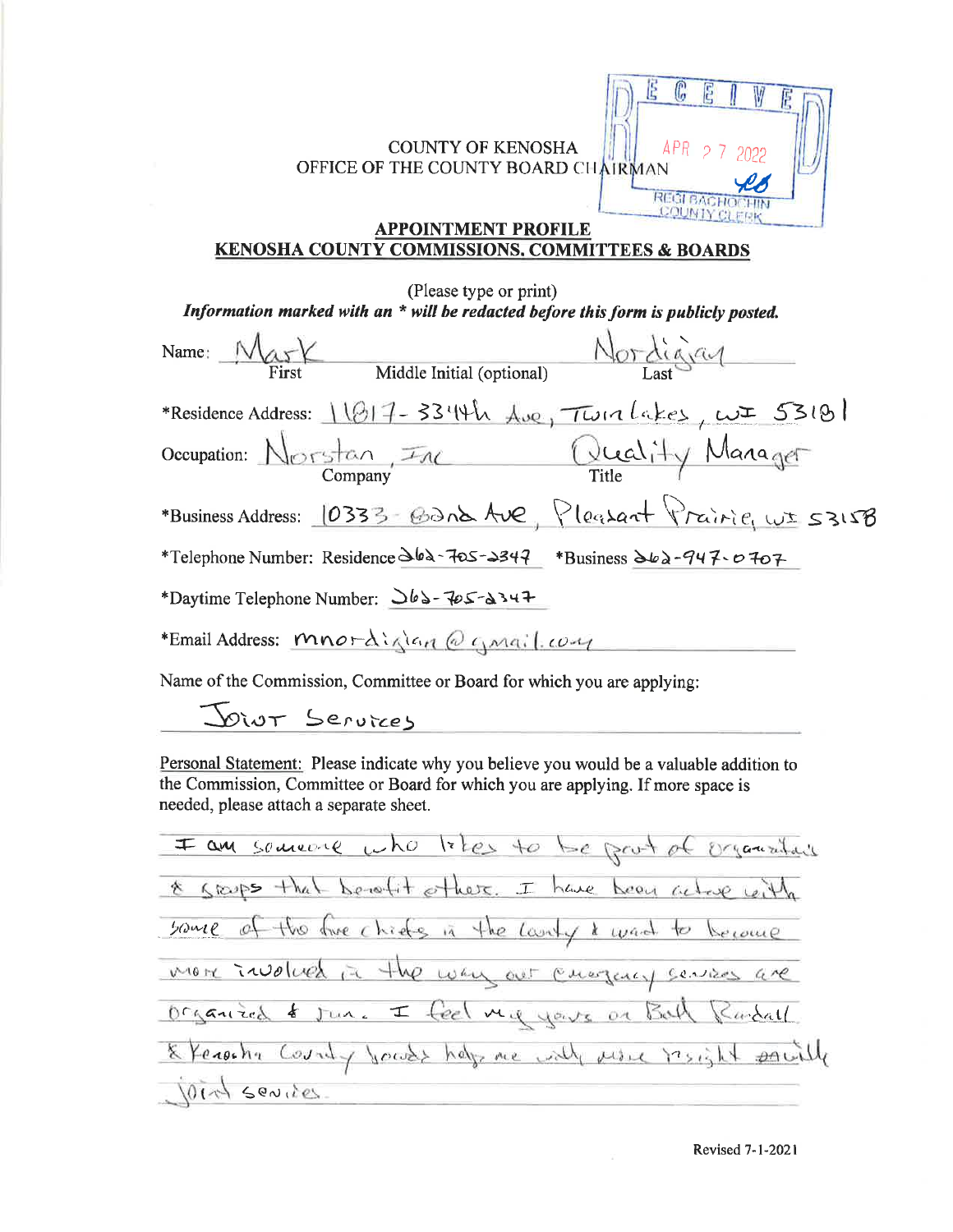RECEIVED
APR 27 2022
REGI BACHOCHIN
COUNTY CLERK

COUNTY OF KENOSHA
OFFICE OF THE COUNTY BOARD CHAIRMAN

## APPOINTMENT PROFILE
## KENOSHA COUNTY COMMISSIONS, COMMITTEES & BOARDS

(Please type or print)

***Information marked with an * will be redacted before this form is publicly posted.***

Name: Mark (First) Middle Initial (optional) Nordigian (Last)

*Residence Address: 11817- 334th Ave, Twin Lakes, WI 53181

Occupation: Norstan, Inc (Company) Quality Manager (Title)

*Business Address: 10333 - 82nd Ave, Pleasant Prairie, WI 53158

*Telephone Number: Residence 262-705-2347 *Business 262-947-0707

*Daytime Telephone Number: 262-705-2347

*Email Address: mnordigian@gmail.com

Name of the Commission, Committee or Board for which you are applying:

Joint Services

Personal Statement: Please indicate why you believe you would be a valuable addition to the Commission, Committee or Board for which you are applying. If more space is needed, please attach a separate sheet.

I am someone who likes to be part of organizations & groups that benefit others. I have been active with some of the fire chiefs in the county & want to become more involved in the way our emergency services are organized & run. I feel my years on Bath Randall & Kenosha County boards help me with more insight on with joint services.

Revised 7-1-2021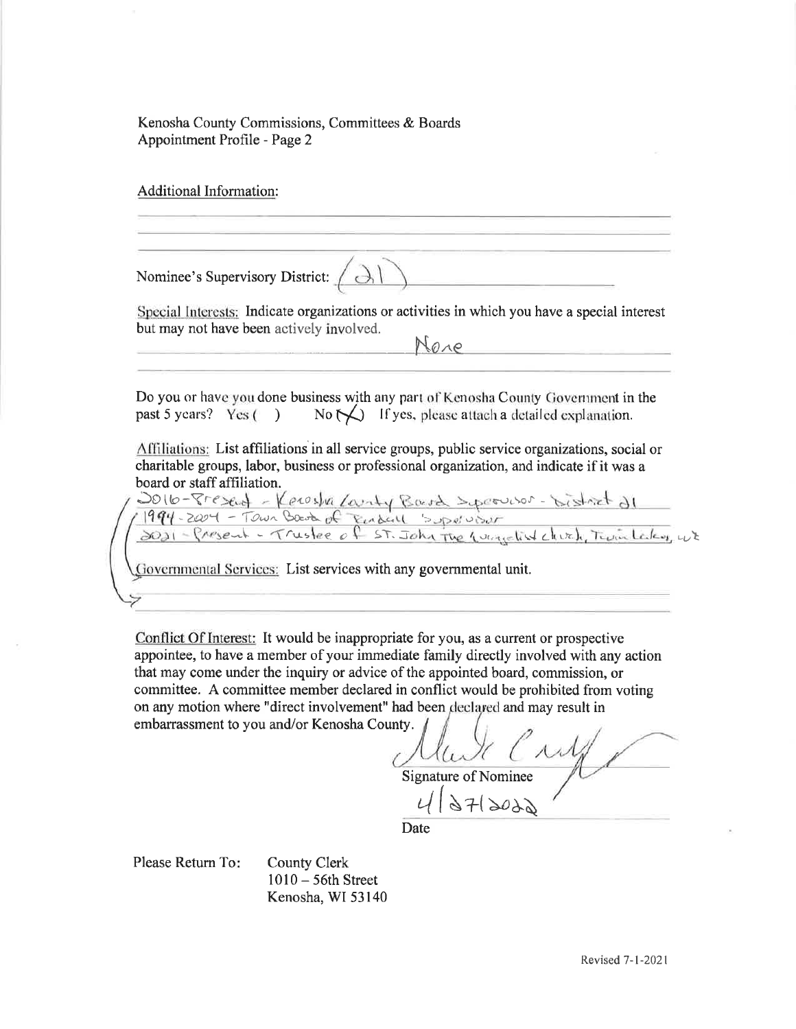Kenosha County Commissions, Committees & Boards
Appointment Profile - Page 2

Additional Information:

Nominee's Supervisory District: (21)

Special Interests: Indicate organizations or activities in which you have a special interest but may not have been actively involved.

None

Do you or have you done business with any part of Kenosha County Government in the past 5 years? Yes ( ) No (X) If yes, please attach a detailed explanation.

Affiliations: List affiliations in all service groups, public service organizations, social or charitable groups, labor, business or professional organization, and indicate if it was a board or staff affiliation.

2016-Present - Kenosha County Board Supervisor - District 21
1994-2004 - Town Board of Randall Supervisor
2021 - Present - Trustee of St. John The Evangelist Church, Twin Lakes, WI

Governmental Services: List services with any governmental unit.

Conflict Of Interest: It would be inappropriate for you, as a current or prospective appointee, to have a member of your immediate family directly involved with any action that may come under the inquiry or advice of the appointed board, commission, or committee. A committee member declared in conflict would be prohibited from voting on any motion where "direct involvement" had been declared and may result in embarrassment to you and/or Kenosha County.

Signature of Nominee

4/27/2022

Date

Please Return To: County Clerk
1010 – 56th Street
Kenosha, WI 53140

Revised 7-1-2021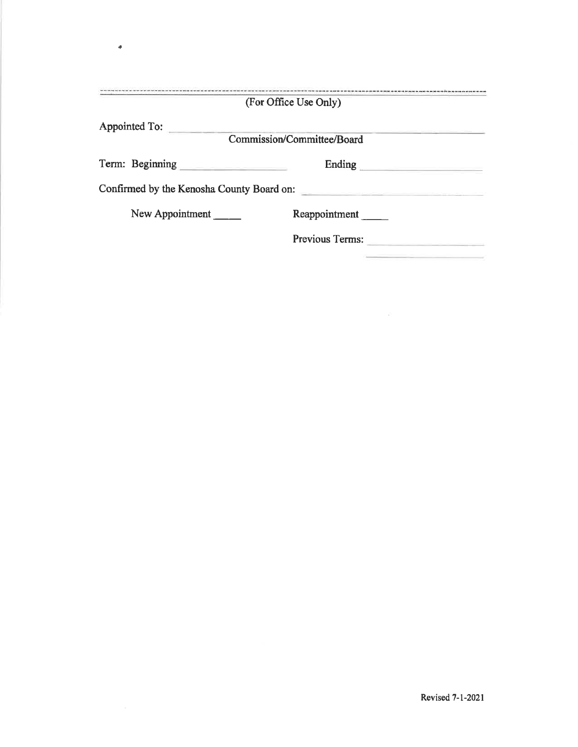(For Office Use Only)

Appointed To: ______________________________
Commission/Committee/Board

Term: Beginning ____________________ Ending ____________________

Confirmed by the Kenosha County Board on: ____________________

New Appointment _____ Reappointment _____

Previous Terms: ____________________
____________________

Revised 7-1-2021